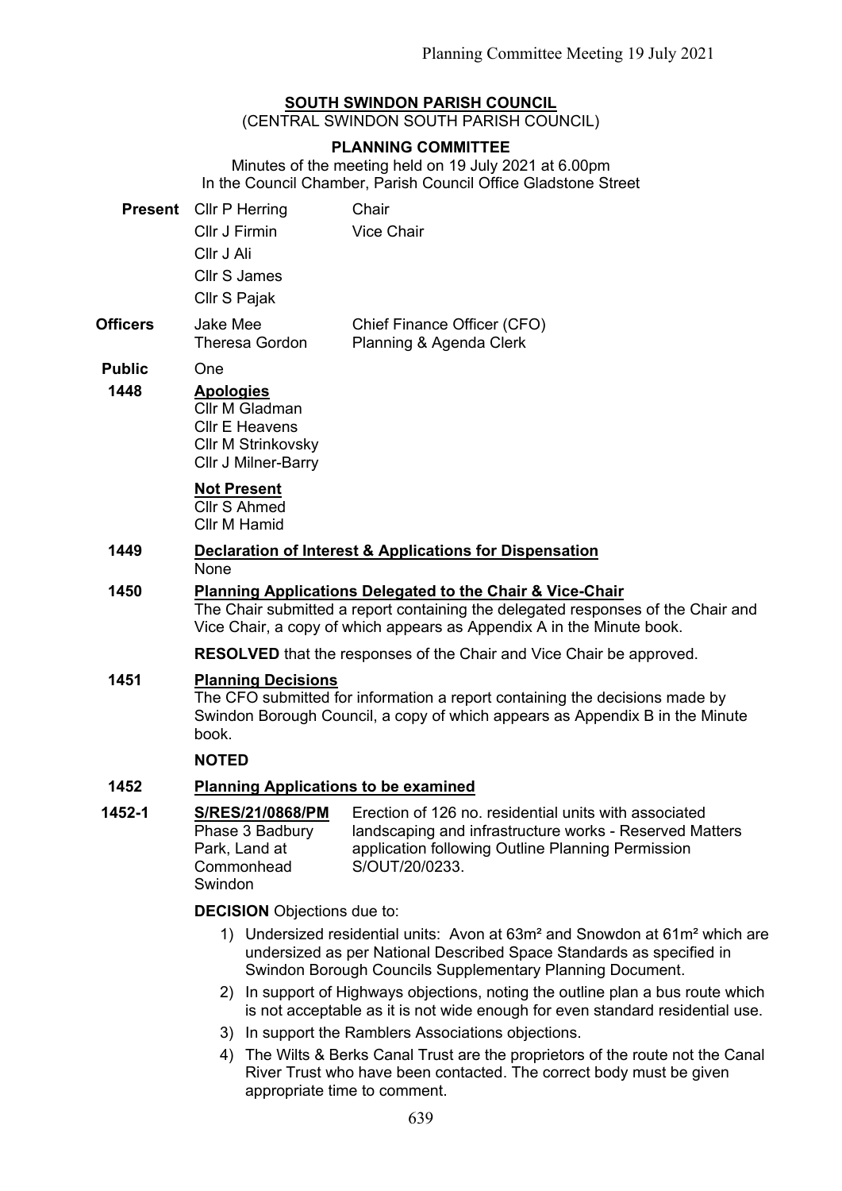# SOUTH SWINDON PARISH COUNCIL

(CENTRAL SWINDON SOUTH PARISH COUNCIL)

## PLANNING COMMITTEE

Minutes of the meeting held on 19 July 2021 at 6.00pm
In the Council Chamber, Parish Council Office Gladstone Street

**Present**
Cllr P Herring — Chair
Cllr J Firmin — Vice Chair
Cllr J Ali
Cllr S James
Cllr S Pajak

**Officers**
Jake Mee — Chief Finance Officer (CFO)
Theresa Gordon — Planning & Agenda Clerk

**Public** One

**1448 Apologies**

Cllr M Gladman
Cllr E Heavens
Cllr M Strinkovsky
Cllr J Milner-Barry

**Not Present**

Cllr S Ahmed
Cllr M Hamid

**1449 Declaration of Interest & Applications for Dispensation**

None

**1450 Planning Applications Delegated to the Chair & Vice-Chair**

The Chair submitted a report containing the delegated responses of the Chair and Vice Chair, a copy of which appears as Appendix A in the Minute book.

**RESOLVED** that the responses of the Chair and Vice Chair be approved.

**1451 Planning Decisions**

The CFO submitted for information a report containing the decisions made by Swindon Borough Council, a copy of which appears as Appendix B in the Minute book.

**NOTED**

**1452 Planning Applications to be examined**

**1452-1** **S/RES/21/0868/PM** Phase 3 Badbury Park, Land at Commonhead Swindon

Erection of 126 no. residential units with associated landscaping and infrastructure works - Reserved Matters application following Outline Planning Permission S/OUT/20/0233.

**DECISION** Objections due to:

1) Undersized residential units: Avon at 63m² and Snowdon at 61m² which are undersized as per National Described Space Standards as specified in Swindon Borough Councils Supplementary Planning Document.
2) In support of Highways objections, noting the outline plan a bus route which is not acceptable as it is not wide enough for even standard residential use.
3) In support the Ramblers Associations objections.
4) The Wilts & Berks Canal Trust are the proprietors of the route not the Canal River Trust who have been contacted. The correct body must be given appropriate time to comment.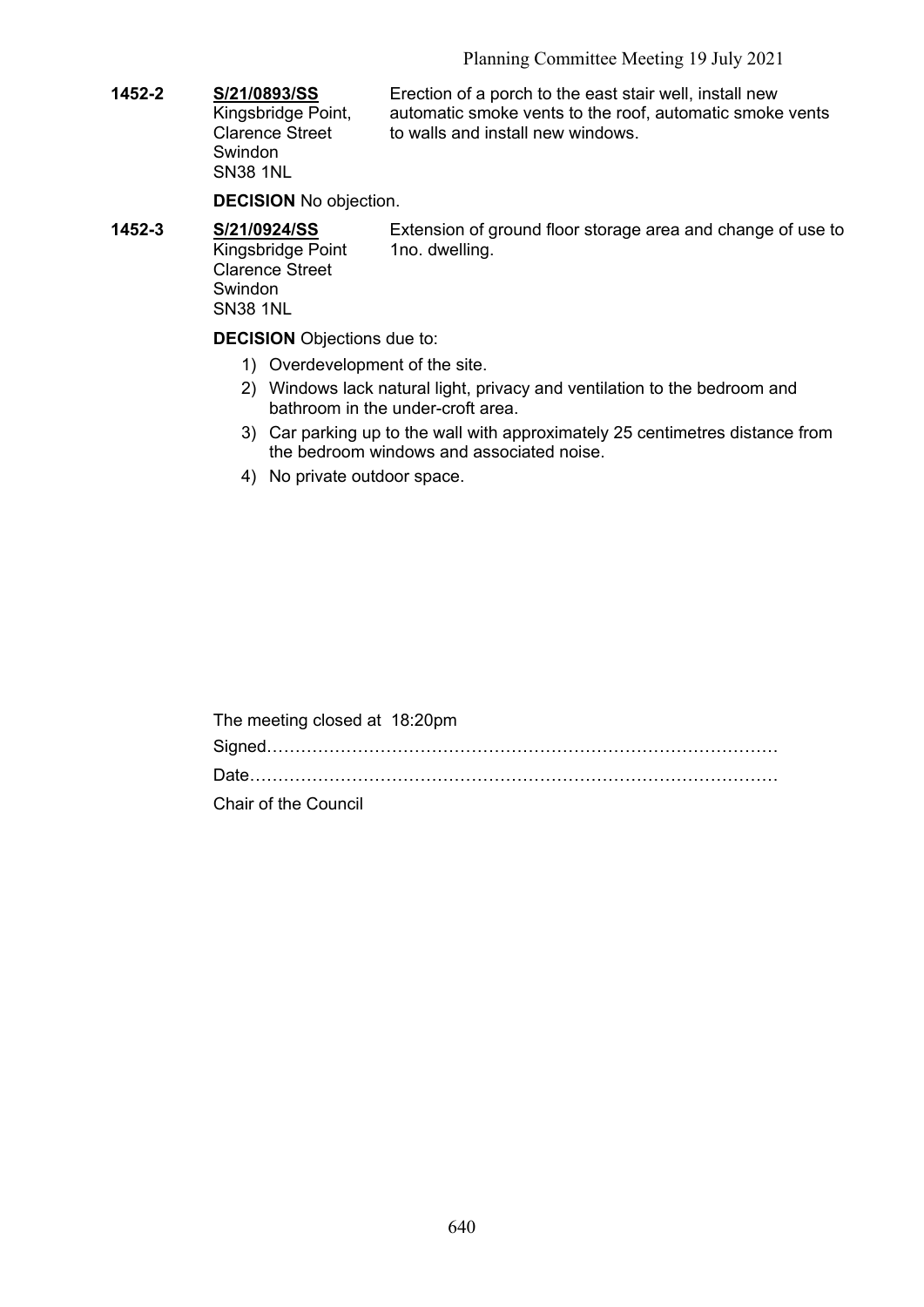**1452-2** **S/21/0893/SS**
Kingsbridge Point,
Clarence Street
Swindon
SN38 1NL

Erection of a porch to the east stair well, install new automatic smoke vents to the roof, automatic smoke vents to walls and install new windows.

**DECISION** No objection.

**1452-3** **S/21/0924/SS**
Kingsbridge Point
Clarence Street
Swindon
SN38 1NL

Extension of ground floor storage area and change of use to 1no. dwelling.

**DECISION** Objections due to:

1) Overdevelopment of the site.
2) Windows lack natural light, privacy and ventilation to the bedroom and bathroom in the under-croft area.
3) Car parking up to the wall with approximately 25 centimetres distance from the bedroom windows and associated noise.
4) No private outdoor space.

The meeting closed at 18:20pm

Signed……………………………………………………………………………

Date………………………………………………………………………………

Chair of the Council